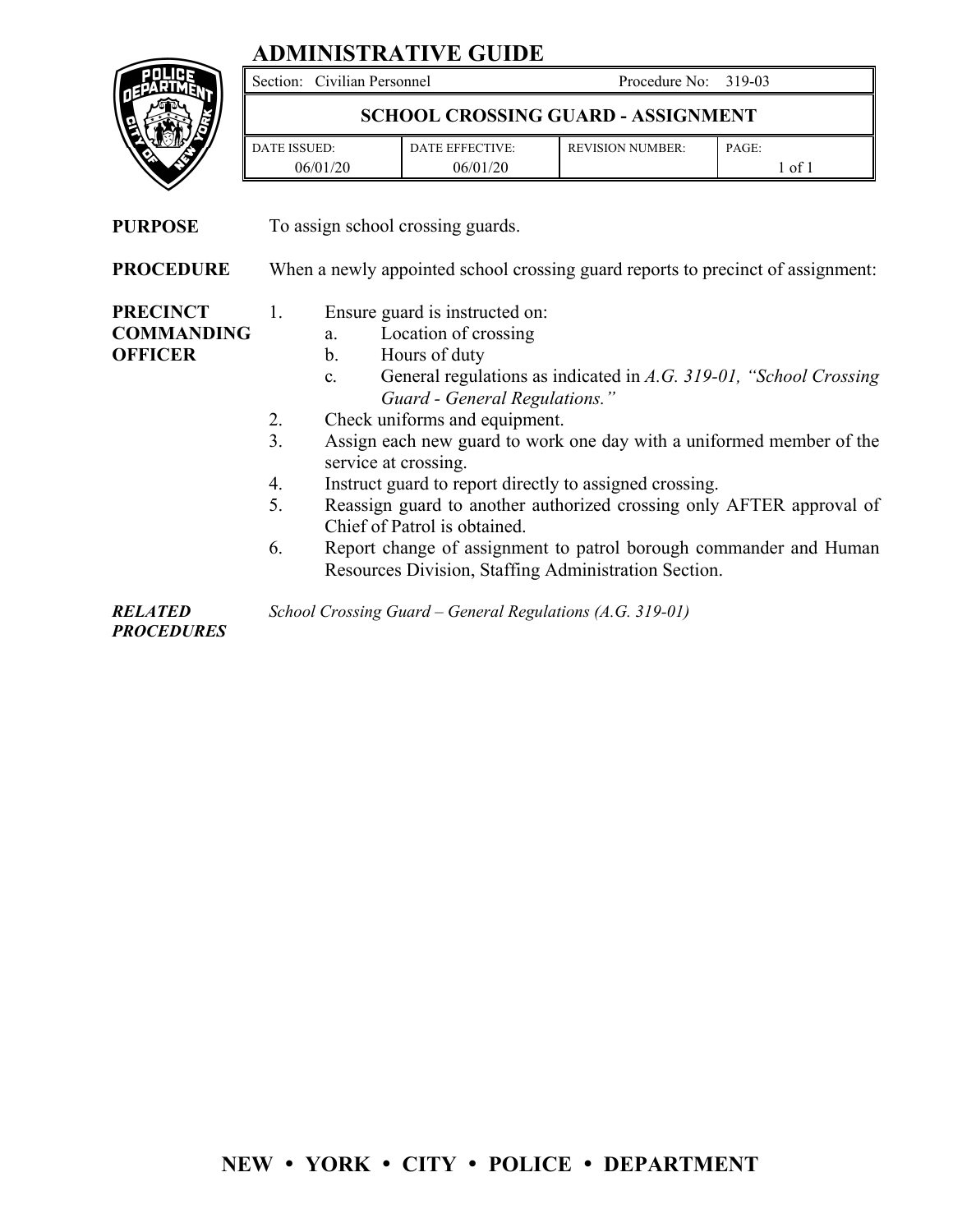# ADMINISTRATIVE GUIDE

| Section: Civilian Personnel | | Procedure No: 319-03 | |
|---|---|---|---|
| **SCHOOL CROSSING GUARD - ASSIGNMENT** | | | |
| DATE ISSUED: 06/01/20 | DATE EFFECTIVE: 06/01/20 | REVISION NUMBER: | PAGE: 1 of 1 |

**PURPOSE**

To assign school crossing guards.

**PROCEDURE**

When a newly appointed school crossing guard reports to precinct of assignment:

**PRECINCT COMMANDING OFFICER**

1. Ensure guard is instructed on:
   a. Location of crossing
   b. Hours of duty
   c. General regulations as indicated in *A.G. 319-01, "School Crossing Guard - General Regulations."*
2. Check uniforms and equipment.
3. Assign each new guard to work one day with a uniformed member of the service at crossing.
4. Instruct guard to report directly to assigned crossing.
5. Reassign guard to another authorized crossing only AFTER approval of Chief of Patrol is obtained.
6. Report change of assignment to patrol borough commander and Human Resources Division, Staffing Administration Section.

***RELATED PROCEDURES***

*School Crossing Guard – General Regulations (A.G. 319-01)*

**NEW • YORK • CITY • POLICE • DEPARTMENT**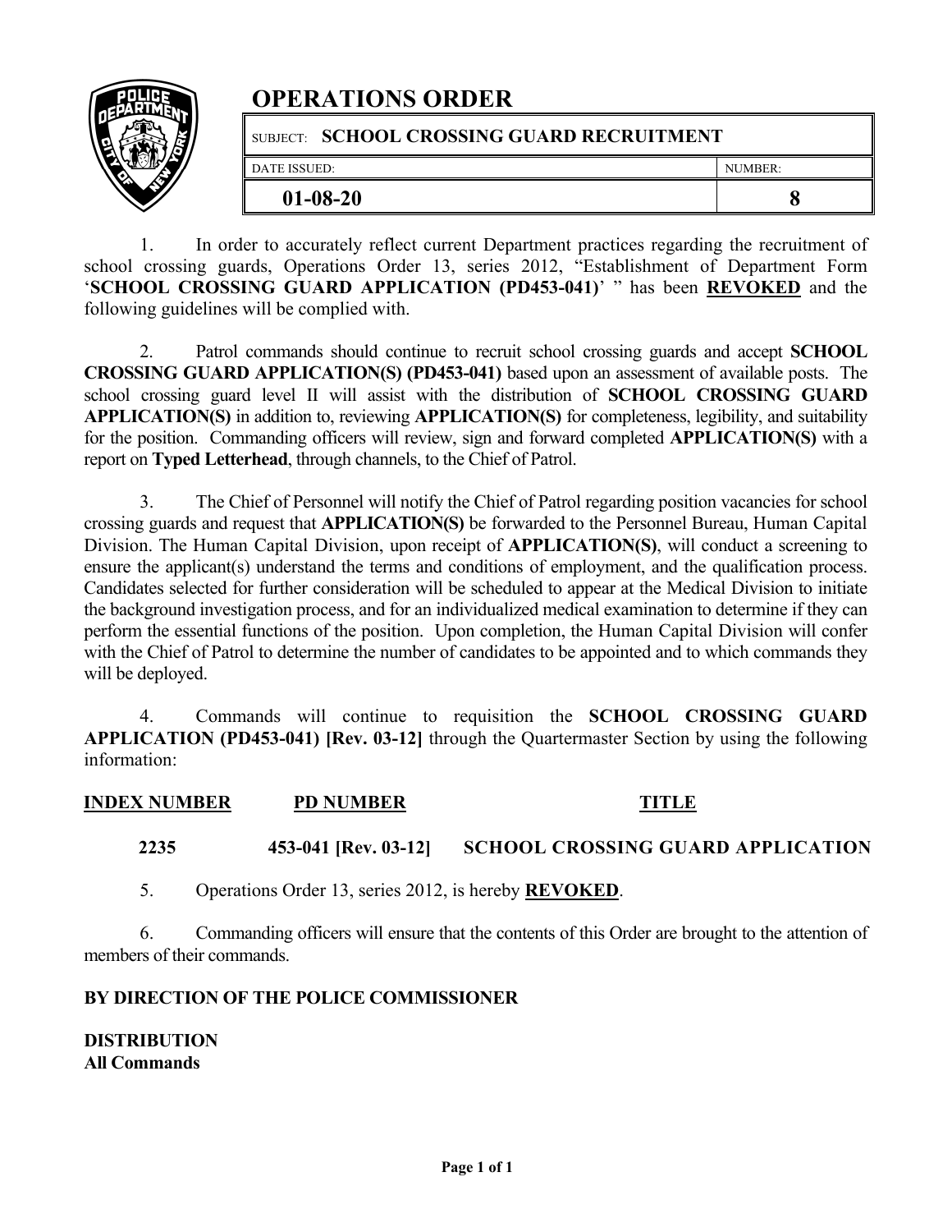# OPERATIONS ORDER

| | |
|---|---|
| SUBJECT: **SCHOOL CROSSING GUARD RECRUITMENT** | |
| DATE ISSUED: | NUMBER: |
| **01-08-20** | **8** |

1. In order to accurately reflect current Department practices regarding the recruitment of school crossing guards, Operations Order 13, series 2012, "Establishment of Department Form '**SCHOOL CROSSING GUARD APPLICATION (PD453-041)**' " has been **REVOKED** and the following guidelines will be complied with.

2. Patrol commands should continue to recruit school crossing guards and accept **SCHOOL CROSSING GUARD APPLICATION(S) (PD453-041)** based upon an assessment of available posts. The school crossing guard level II will assist with the distribution of **SCHOOL CROSSING GUARD APPLICATION(S)** in addition to, reviewing **APPLICATION(S)** for completeness, legibility, and suitability for the position. Commanding officers will review, sign and forward completed **APPLICATION(S)** with a report on **Typed Letterhead**, through channels, to the Chief of Patrol.

3. The Chief of Personnel will notify the Chief of Patrol regarding position vacancies for school crossing guards and request that **APPLICATION(S)** be forwarded to the Personnel Bureau, Human Capital Division. The Human Capital Division, upon receipt of **APPLICATION(S)**, will conduct a screening to ensure the applicant(s) understand the terms and conditions of employment, and the qualification process. Candidates selected for further consideration will be scheduled to appear at the Medical Division to initiate the background investigation process, and for an individualized medical examination to determine if they can perform the essential functions of the position. Upon completion, the Human Capital Division will confer with the Chief of Patrol to determine the number of candidates to be appointed and to which commands they will be deployed.

4. Commands will continue to requisition the **SCHOOL CROSSING GUARD APPLICATION (PD453-041) [Rev. 03-12]** through the Quartermaster Section by using the following information:

| INDEX NUMBER | PD NUMBER | TITLE |
|---|---|---|
| **2235** | **453-041 [Rev. 03-12]** | **SCHOOL CROSSING GUARD APPLICATION** |

5. Operations Order 13, series 2012, is hereby **REVOKED**.

6. Commanding officers will ensure that the contents of this Order are brought to the attention of members of their commands.

**BY DIRECTION OF THE POLICE COMMISSIONER**

**DISTRIBUTION**
**All Commands**